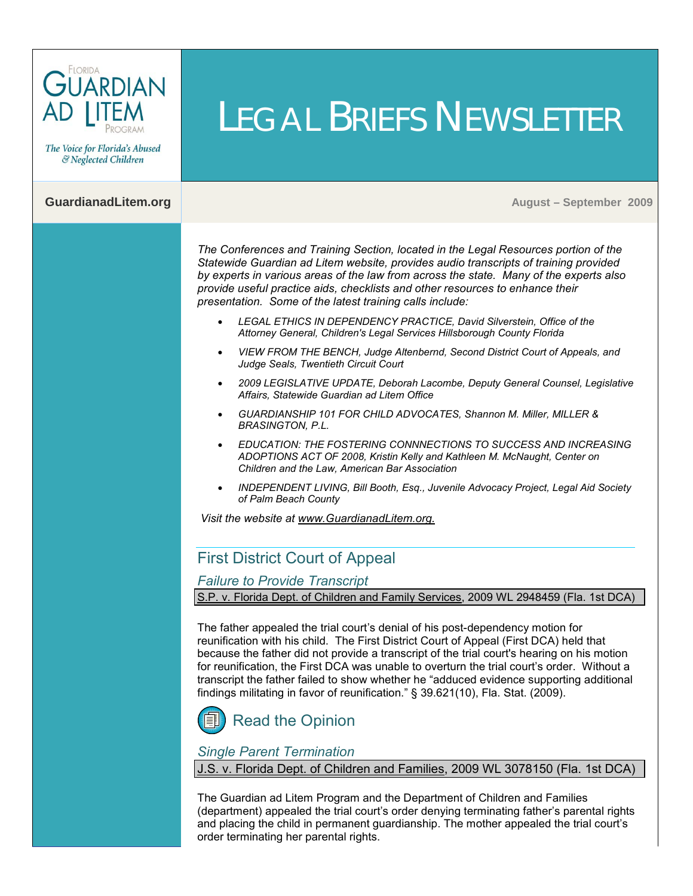Florida Guardian ad Litem Program

*The Voice for Florida's Abused & Neglected Children*

# LEGAL BRIEFS NEWSLETTER

**GuardianadLitem.org**

**August – September 2009**

*The Conferences and Training Section, located in the Legal Resources portion of the Statewide Guardian ad Litem website, provides audio transcripts of training provided by experts in various areas of the law from across the state. Many of the experts also provide useful practice aids, checklists and other resources to enhance their presentation. Some of the latest training calls include:*

- *LEGAL ETHICS IN DEPENDENCY PRACTICE, David Silverstein, Office of the Attorney General, Children's Legal Services Hillsborough County Florida*
- *VIEW FROM THE BENCH, Judge Altenbernd, Second District Court of Appeals, and Judge Seals, Twentieth Circuit Court*
- *2009 LEGISLATIVE UPDATE, Deborah Lacombe, Deputy General Counsel, Legislative Affairs, Statewide Guardian ad Litem Office*
- *GUARDIANSHIP 101 FOR CHILD ADVOCATES, Shannon M. Miller, MILLER & BRASINGTON, P.L.*
- *EDUCATION: THE FOSTERING CONNNECTIONS TO SUCCESS AND INCREASING ADOPTIONS ACT OF 2008, Kristin Kelly and Kathleen M. McNaught, Center on Children and the Law, American Bar Association*
- *INDEPENDENT LIVING, Bill Booth, Esq., Juvenile Advocacy Project, Legal Aid Society of Palm Beach County*

*Visit the website at www.GuardianadLitem.org.*

## First District Court of Appeal

### *Failure to Provide Transcript*

S.P. v. Florida Dept. of Children and Family Services, 2009 WL 2948459 (Fla. 1st DCA)

The father appealed the trial court's denial of his post-dependency motion for reunification with his child. The First District Court of Appeal (First DCA) held that because the father did not provide a transcript of the trial court's hearing on his motion for reunification, the First DCA was unable to overturn the trial court's order. Without a transcript the father failed to show whether he "adduced evidence supporting additional findings militating in favor of reunification." § 39.621(10), Fla. Stat. (2009).

Read the Opinion

### *Single Parent Termination*

J.S. v. Florida Dept. of Children and Families, 2009 WL 3078150 (Fla. 1st DCA)

The Guardian ad Litem Program and the Department of Children and Families (department) appealed the trial court's order denying terminating father's parental rights and placing the child in permanent guardianship. The mother appealed the trial court's order terminating her parental rights.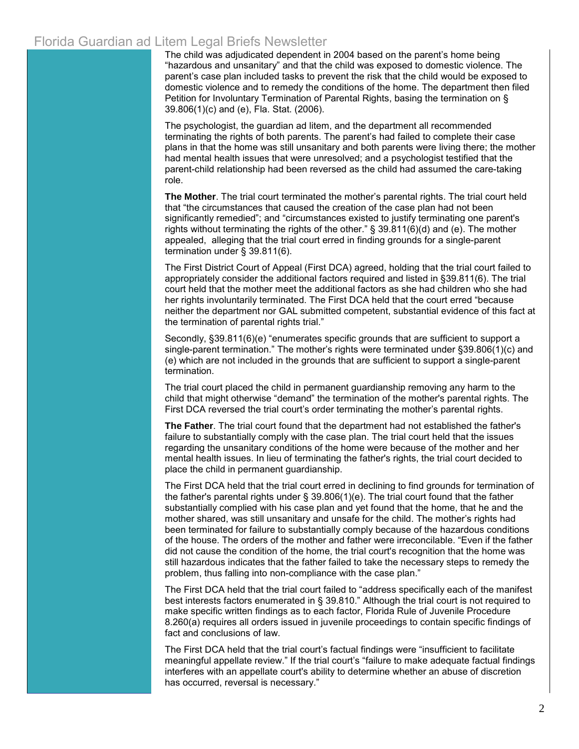The child was adjudicated dependent in 2004 based on the parent's home being "hazardous and unsanitary" and that the child was exposed to domestic violence. The parent's case plan included tasks to prevent the risk that the child would be exposed to domestic violence and to remedy the conditions of the home. The department then filed Petition for Involuntary Termination of Parental Rights, basing the termination on § 39.806(1)(c) and (e), Fla. Stat. (2006).

The psychologist, the guardian ad litem, and the department all recommended terminating the rights of both parents. The parent's had failed to complete their case plans in that the home was still unsanitary and both parents were living there; the mother had mental health issues that were unresolved; and a psychologist testified that the parent-child relationship had been reversed as the child had assumed the care-taking role.

**The Mother**. The trial court terminated the mother's parental rights. The trial court held that "the circumstances that caused the creation of the case plan had not been significantly remedied"; and "circumstances existed to justify terminating one parent's rights without terminating the rights of the other." § 39.811(6)(d) and (e). The mother appealed, alleging that the trial court erred in finding grounds for a single-parent termination under § 39.811(6).

The First District Court of Appeal (First DCA) agreed, holding that the trial court failed to appropriately consider the additional factors required and listed in §39.811(6). The trial court held that the mother meet the additional factors as she had children who she had her rights involuntarily terminated. The First DCA held that the court erred "because neither the department nor GAL submitted competent, substantial evidence of this fact at the termination of parental rights trial."

Secondly, §39.811(6)(e) "enumerates specific grounds that are sufficient to support a single-parent termination." The mother's rights were terminated under §39.806(1)(c) and (e) which are not included in the grounds that are sufficient to support a single-parent termination.

The trial court placed the child in permanent guardianship removing any harm to the child that might otherwise "demand" the termination of the mother's parental rights. The First DCA reversed the trial court's order terminating the mother's parental rights.

**The Father**. The trial court found that the department had not established the father's failure to substantially comply with the case plan. The trial court held that the issues regarding the unsanitary conditions of the home were because of the mother and her mental health issues. In lieu of terminating the father's rights, the trial court decided to place the child in permanent guardianship.

The First DCA held that the trial court erred in declining to find grounds for termination of the father's parental rights under § 39.806(1)(e). The trial court found that the father substantially complied with his case plan and yet found that the home, that he and the mother shared, was still unsanitary and unsafe for the child. The mother's rights had been terminated for failure to substantially comply because of the hazardous conditions of the house. The orders of the mother and father were irreconcilable. "Even if the father did not cause the condition of the home, the trial court's recognition that the home was still hazardous indicates that the father failed to take the necessary steps to remedy the problem, thus falling into non-compliance with the case plan."

The First DCA held that the trial court failed to "address specifically each of the manifest best interests factors enumerated in § 39.810." Although the trial court is not required to make specific written findings as to each factor, Florida Rule of Juvenile Procedure 8.260(a) requires all orders issued in juvenile proceedings to contain specific findings of fact and conclusions of law.

The First DCA held that the trial court's factual findings were "insufficient to facilitate meaningful appellate review." If the trial court's "failure to make adequate factual findings interferes with an appellate court's ability to determine whether an abuse of discretion has occurred, reversal is necessary."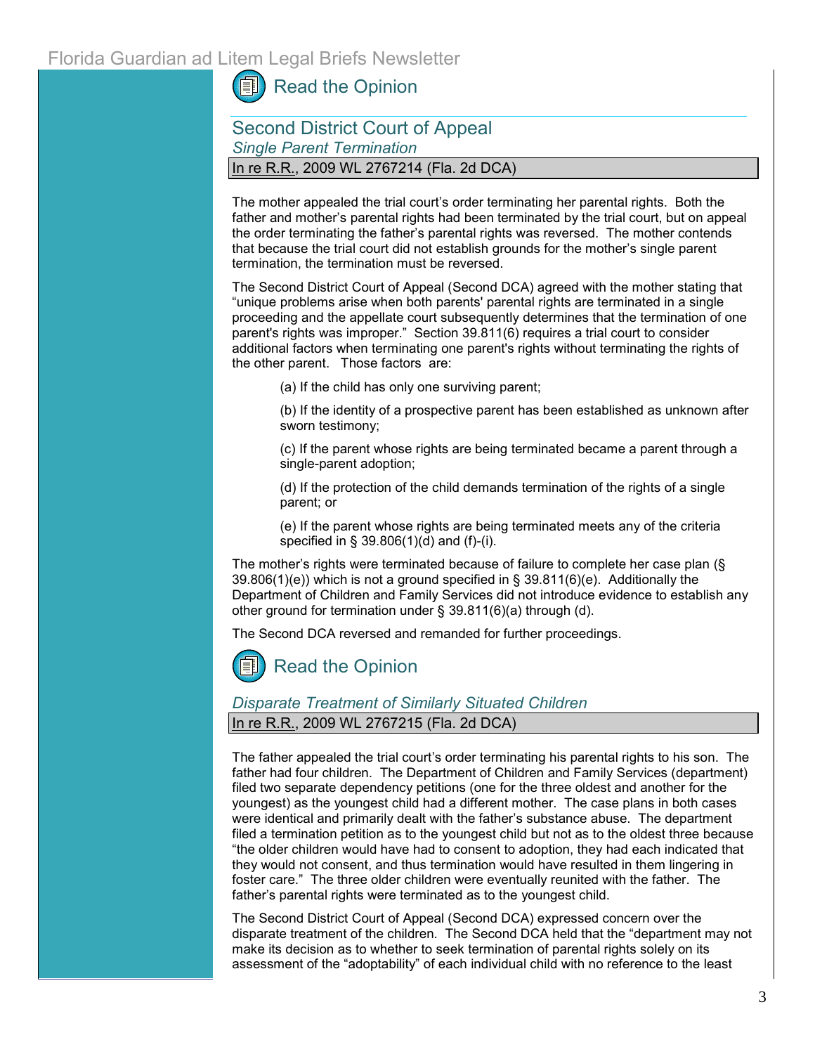Read the Opinion

## Second District Court of Appeal

### *Single Parent Termination*

In re R.R., 2009 WL 2767214 (Fla. 2d DCA)

The mother appealed the trial court's order terminating her parental rights. Both the father and mother's parental rights had been terminated by the trial court, but on appeal the order terminating the father's parental rights was reversed. The mother contends that because the trial court did not establish grounds for the mother's single parent termination, the termination must be reversed.

The Second District Court of Appeal (Second DCA) agreed with the mother stating that "unique problems arise when both parents' parental rights are terminated in a single proceeding and the appellate court subsequently determines that the termination of one parent's rights was improper." Section 39.811(6) requires a trial court to consider additional factors when terminating one parent's rights without terminating the rights of the other parent. Those factors are:

> (a) If the child has only one surviving parent;
>
> (b) If the identity of a prospective parent has been established as unknown after sworn testimony;
>
> (c) If the parent whose rights are being terminated became a parent through a single-parent adoption;
>
> (d) If the protection of the child demands termination of the rights of a single parent; or
>
> (e) If the parent whose rights are being terminated meets any of the criteria specified in § 39.806(1)(d) and (f)-(i).

The mother's rights were terminated because of failure to complete her case plan (§ 39.806(1)(e)) which is not a ground specified in § 39.811(6)(e). Additionally the Department of Children and Family Services did not introduce evidence to establish any other ground for termination under § 39.811(6)(a) through (d).

The Second DCA reversed and remanded for further proceedings.

Read the Opinion

### *Disparate Treatment of Similarly Situated Children*

In re R.R., 2009 WL 2767215 (Fla. 2d DCA)

The father appealed the trial court's order terminating his parental rights to his son. The father had four children. The Department of Children and Family Services (department) filed two separate dependency petitions (one for the three oldest and another for the youngest) as the youngest child had a different mother. The case plans in both cases were identical and primarily dealt with the father's substance abuse. The department filed a termination petition as to the youngest child but not as to the oldest three because "the older children would have had to consent to adoption, they had each indicated that they would not consent, and thus termination would have resulted in them lingering in foster care." The three older children were eventually reunited with the father. The father's parental rights were terminated as to the youngest child.

The Second District Court of Appeal (Second DCA) expressed concern over the disparate treatment of the children. The Second DCA held that the "department may not make its decision as to whether to seek termination of parental rights solely on its assessment of the "adoptability" of each individual child with no reference to the least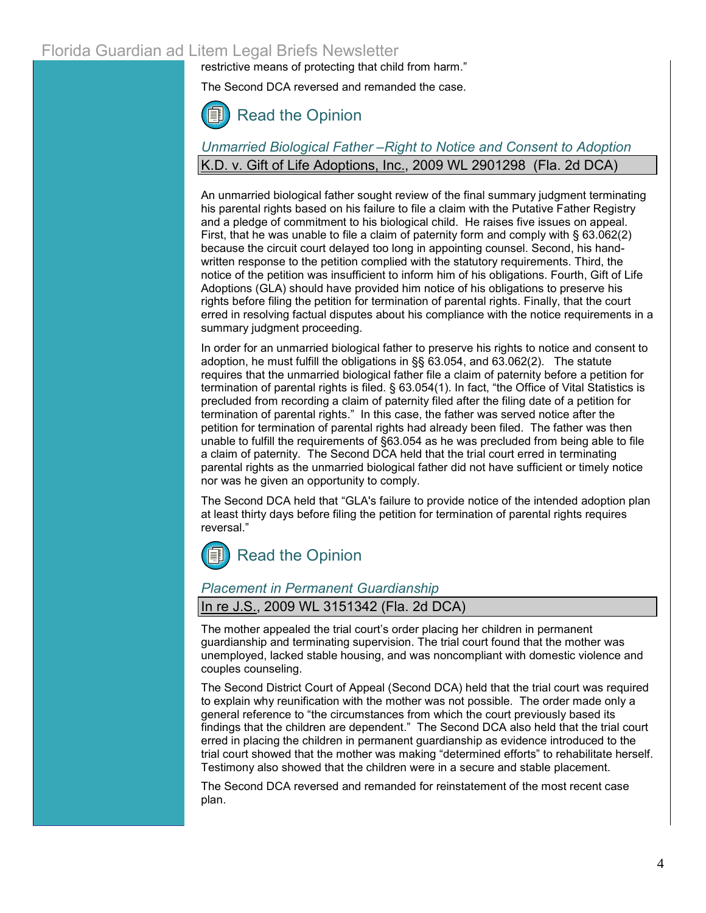restrictive means of protecting that child from harm."

The Second DCA reversed and remanded the case.

Read the Opinion

### *Unmarried Biological Father –Right to Notice and Consent to Adoption*

K.D. v. Gift of Life Adoptions, Inc., 2009 WL 2901298 (Fla. 2d DCA)

An unmarried biological father sought review of the final summary judgment terminating his parental rights based on his failure to file a claim with the Putative Father Registry and a pledge of commitment to his biological child. He raises five issues on appeal. First, that he was unable to file a claim of paternity form and comply with § 63.062(2) because the circuit court delayed too long in appointing counsel. Second, his hand-written response to the petition complied with the statutory requirements. Third, the notice of the petition was insufficient to inform him of his obligations. Fourth, Gift of Life Adoptions (GLA) should have provided him notice of his obligations to preserve his rights before filing the petition for termination of parental rights. Finally, that the court erred in resolving factual disputes about his compliance with the notice requirements in a summary judgment proceeding.

In order for an unmarried biological father to preserve his rights to notice and consent to adoption, he must fulfill the obligations in §§ 63.054, and 63.062(2). The statute requires that the unmarried biological father file a claim of paternity before a petition for termination of parental rights is filed. § 63.054(1). In fact, "the Office of Vital Statistics is precluded from recording a claim of paternity filed after the filing date of a petition for termination of parental rights." In this case, the father was served notice after the petition for termination of parental rights had already been filed. The father was then unable to fulfill the requirements of §63.054 as he was precluded from being able to file a claim of paternity. The Second DCA held that the trial court erred in terminating parental rights as the unmarried biological father did not have sufficient or timely notice nor was he given an opportunity to comply.

The Second DCA held that "GLA's failure to provide notice of the intended adoption plan at least thirty days before filing the petition for termination of parental rights requires reversal."

Read the Opinion

### *Placement in Permanent Guardianship*

In re J.S., 2009 WL 3151342 (Fla. 2d DCA)

The mother appealed the trial court's order placing her children in permanent guardianship and terminating supervision. The trial court found that the mother was unemployed, lacked stable housing, and was noncompliant with domestic violence and couples counseling.

The Second District Court of Appeal (Second DCA) held that the trial court was required to explain why reunification with the mother was not possible. The order made only a general reference to "the circumstances from which the court previously based its findings that the children are dependent." The Second DCA also held that the trial court erred in placing the children in permanent guardianship as evidence introduced to the trial court showed that the mother was making "determined efforts" to rehabilitate herself. Testimony also showed that the children were in a secure and stable placement.

The Second DCA reversed and remanded for reinstatement of the most recent case plan.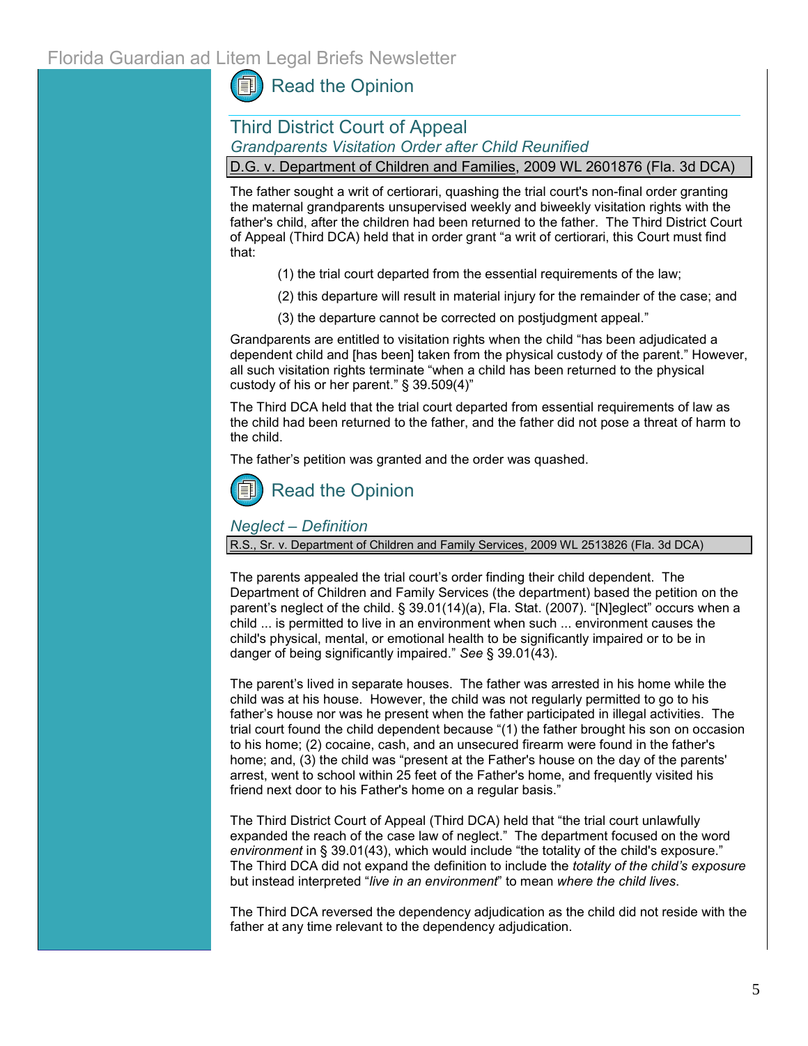Read the Opinion

## Third District Court of Appeal

### *Grandparents Visitation Order after Child Reunified*

D.G. v. Department of Children and Families, 2009 WL 2601876 (Fla. 3d DCA)

The father sought a writ of certiorari, quashing the trial court's non-final order granting the maternal grandparents unsupervised weekly and biweekly visitation rights with the father's child, after the children had been returned to the father. The Third District Court of Appeal (Third DCA) held that in order grant "a writ of certiorari, this Court must find that:

(1) the trial court departed from the essential requirements of the law;

(2) this departure will result in material injury for the remainder of the case; and

(3) the departure cannot be corrected on postjudgment appeal."

Grandparents are entitled to visitation rights when the child "has been adjudicated a dependent child and [has been] taken from the physical custody of the parent." However, all such visitation rights terminate "when a child has been returned to the physical custody of his or her parent." § 39.509(4)"

The Third DCA held that the trial court departed from essential requirements of law as the child had been returned to the father, and the father did not pose a threat of harm to the child.

The father's petition was granted and the order was quashed.

Read the Opinion

### *Neglect – Definition*

R.S., Sr. v. Department of Children and Family Services, 2009 WL 2513826 (Fla. 3d DCA)

The parents appealed the trial court's order finding their child dependent. The Department of Children and Family Services (the department) based the petition on the parent's neglect of the child. § 39.01(14)(a), Fla. Stat. (2007). "[N]eglect" occurs when a child ... is permitted to live in an environment when such ... environment causes the child's physical, mental, or emotional health to be significantly impaired or to be in danger of being significantly impaired." *See* § 39.01(43).

The parent's lived in separate houses. The father was arrested in his home while the child was at his house. However, the child was not regularly permitted to go to his father's house nor was he present when the father participated in illegal activities. The trial court found the child dependent because "(1) the father brought his son on occasion to his home; (2) cocaine, cash, and an unsecured firearm were found in the father's home; and, (3) the child was "present at the Father's house on the day of the parents' arrest, went to school within 25 feet of the Father's home, and frequently visited his friend next door to his Father's home on a regular basis."

The Third District Court of Appeal (Third DCA) held that "the trial court unlawfully expanded the reach of the case law of neglect." The department focused on the word *environment* in § 39.01(43), which would include "the totality of the child's exposure." The Third DCA did not expand the definition to include the *totality of the child's exposure* but instead interpreted "*live in an environment*" to mean *where the child lives*.

The Third DCA reversed the dependency adjudication as the child did not reside with the father at any time relevant to the dependency adjudication.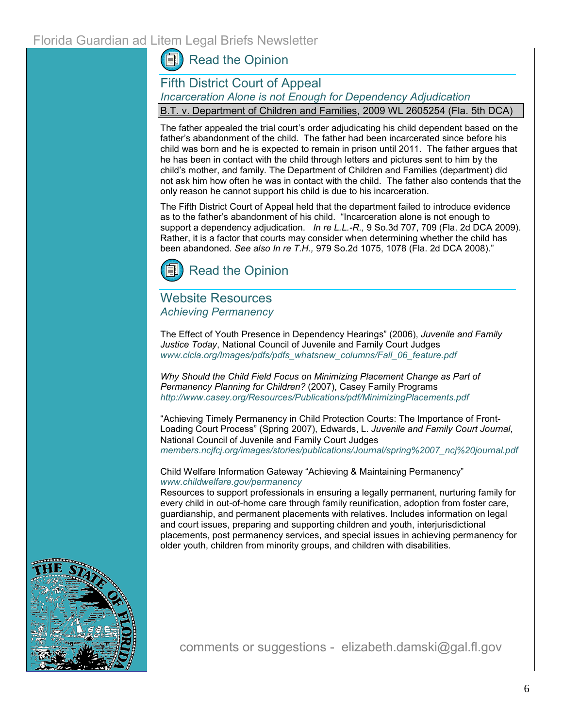Read the Opinion

## Fifth District Court of Appeal

*Incarceration Alone is not Enough for Dependency Adjudication*

B.T. v. Department of Children and Families, 2009 WL 2605254 (Fla. 5th DCA)

The father appealed the trial court's order adjudicating his child dependent based on the father's abandonment of the child. The father had been incarcerated since before his child was born and he is expected to remain in prison until 2011. The father argues that he has been in contact with the child through letters and pictures sent to him by the child's mother, and family. The Department of Children and Families (department) did not ask him how often he was in contact with the child. The father also contends that the only reason he cannot support his child is due to his incarceration.

The Fifth District Court of Appeal held that the department failed to introduce evidence as to the father's abandonment of his child. "Incarceration alone is not enough to support a dependency adjudication. *In re L.L.-R.,* 9 So.3d 707, 709 (Fla. 2d DCA 2009). Rather, it is a factor that courts may consider when determining whether the child has been abandoned. *See also In re T.H.,* 979 So.2d 1075, 1078 (Fla. 2d DCA 2008)."

Read the Opinion

## Website Resources

*Achieving Permanency*

The Effect of Youth Presence in Dependency Hearings" (2006), *Juvenile and Family Justice Today*, National Council of Juvenile and Family Court Judges
*www.clcla.org/Images/pdfs/pdfs_whatsnew_columns/Fall_06_feature.pdf*

*Why Should the Child Field Focus on Minimizing Placement Change as Part of Permanency Planning for Children?* (2007), Casey Family Programs
*http://www.casey.org/Resources/Publications/pdf/MinimizingPlacements.pdf*

"Achieving Timely Permanency in Child Protection Courts: The Importance of Front-Loading Court Process" (Spring 2007), Edwards, L. *Juvenile and Family Court Journal*, National Council of Juvenile and Family Court Judges
*members.ncjfcj.org/images/stories/publications/Journal/spring%2007_ncj%20journal.pdf*

Child Welfare Information Gateway "Achieving & Maintaining Permanency"
*www.childwelfare.gov/permanency*
Resources to support professionals in ensuring a legally permanent, nurturing family for every child in out-of-home care through family reunification, adoption from foster care, guardianship, and permanent placements with relatives. Includes information on legal and court issues, preparing and supporting children and youth, interjurisdictional placements, post permanency services, and special issues in achieving permanency for older youth, children from minority groups, and children with disabilities.

comments or suggestions - elizabeth.damski@gal.fl.gov